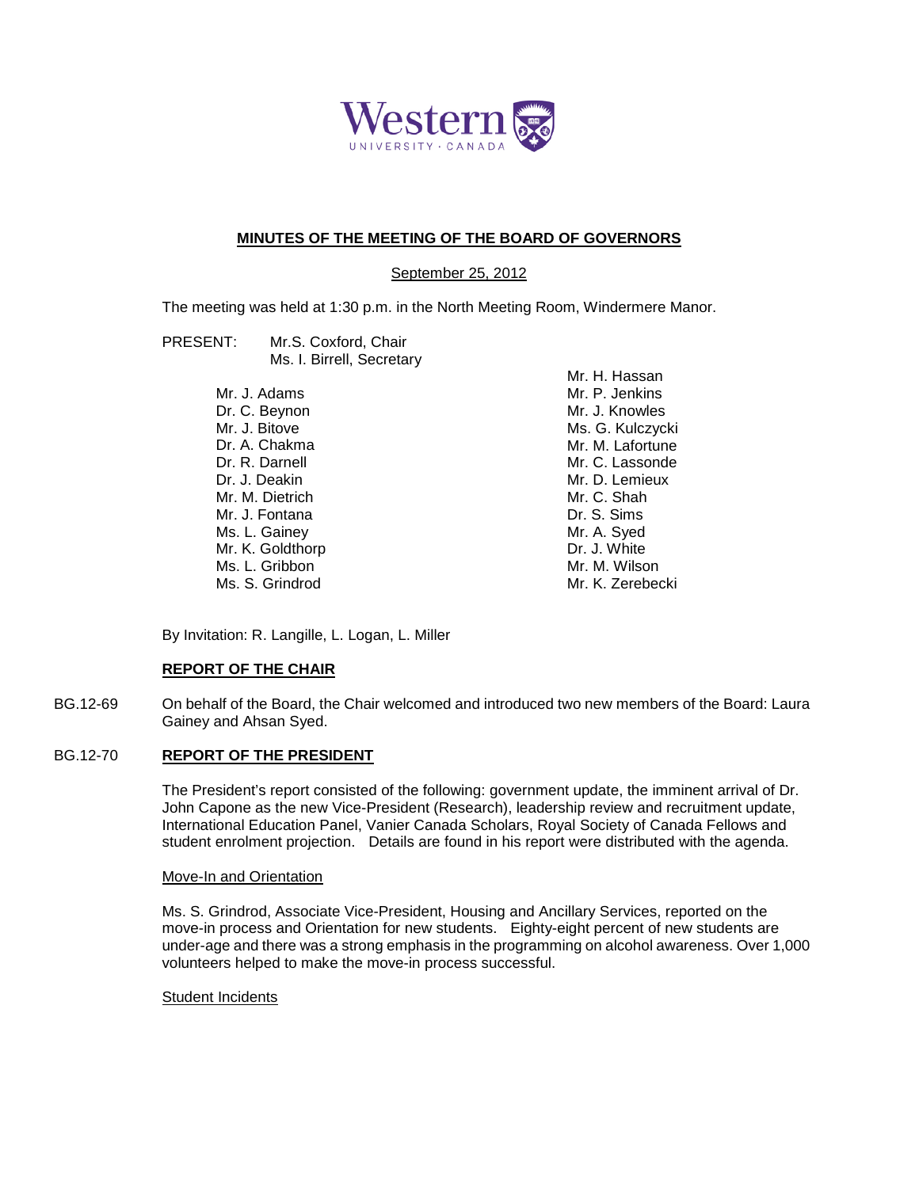Western
UNIVERSITY · CANADA

**MINUTES OF THE MEETING OF THE BOARD OF GOVERNORS**

September 25, 2012

The meeting was held at 1:30 p.m. in the North Meeting Room, Windermere Manor.

PRESENT: Mr.S. Coxford, Chair
Ms. I. Birrell, Secretary

Mr. J. Adams
Dr. C. Beynon
Mr. J. Bitove
Dr. A. Chakma
Dr. R. Darnell
Dr. J. Deakin
Mr. M. Dietrich
Mr. J. Fontana
Ms. L. Gainey
Mr. K. Goldthorp
Ms. L. Gribbon
Ms. S. Grindrod
Mr. H. Hassan
Mr. P. Jenkins
Mr. J. Knowles
Ms. G. Kulczycki
Mr. M. Lafortune
Mr. C. Lassonde
Mr. D. Lemieux
Mr. C. Shah
Dr. S. Sims
Mr. A. Syed
Dr. J. White
Mr. M. Wilson
Mr. K. Zerebecki

By Invitation: R. Langille, L. Logan, L. Miller

**REPORT OF THE CHAIR**

BG.12-69 On behalf of the Board, the Chair welcomed and introduced two new members of the Board: Laura Gainey and Ahsan Syed.

BG.12-70 **REPORT OF THE PRESIDENT**

The President's report consisted of the following: government update, the imminent arrival of Dr. John Capone as the new Vice-President (Research), leadership review and recruitment update, International Education Panel, Vanier Canada Scholars, Royal Society of Canada Fellows and student enrolment projection. Details are found in his report were distributed with the agenda.

Move-In and Orientation

Ms. S. Grindrod, Associate Vice-President, Housing and Ancillary Services, reported on the move-in process and Orientation for new students. Eighty-eight percent of new students are under-age and there was a strong emphasis in the programming on alcohol awareness. Over 1,000 volunteers helped to make the move-in process successful.

Student Incidents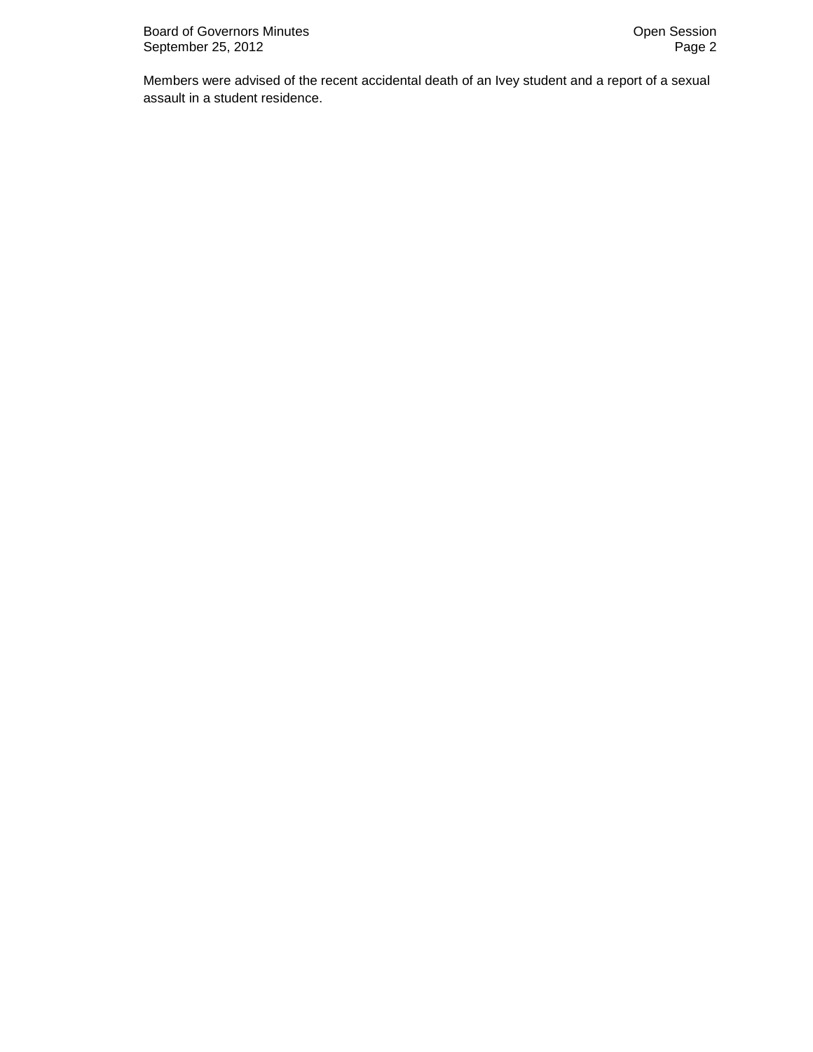Members were advised of the recent accidental death of an Ivey student and a report of a sexual assault in a student residence.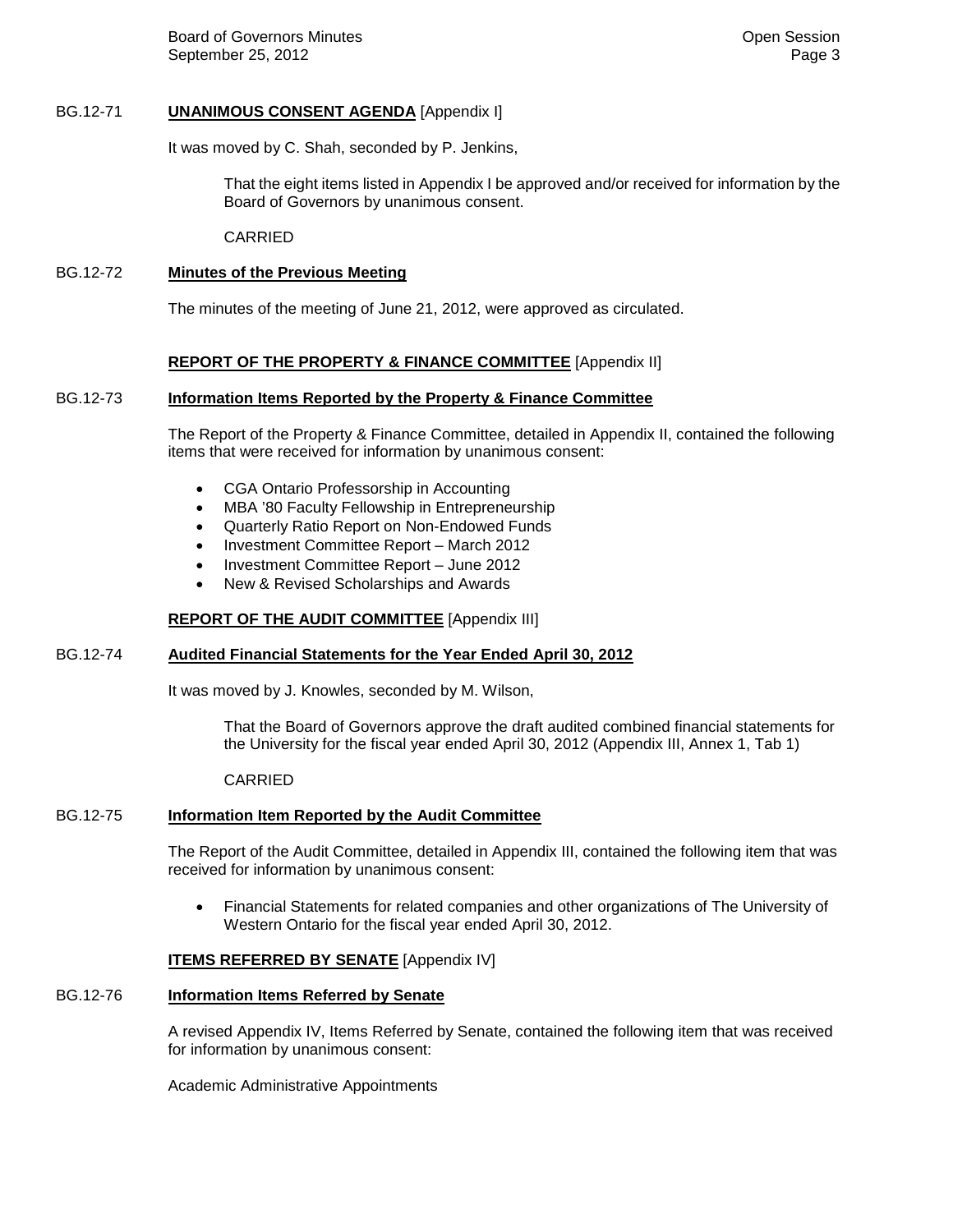BG.12-71 **UNANIMOUS CONSENT AGENDA** [Appendix I]

It was moved by C. Shah, seconded by P. Jenkins,

> That the eight items listed in Appendix I be approved and/or received for information by the Board of Governors by unanimous consent.
>
> CARRIED

BG.12-72 **Minutes of the Previous Meeting**

The minutes of the meeting of June 21, 2012, were approved as circulated.

**REPORT OF THE PROPERTY & FINANCE COMMITTEE** [Appendix II]

BG.12-73 **Information Items Reported by the Property & Finance Committee**

The Report of the Property & Finance Committee, detailed in Appendix II, contained the following items that were received for information by unanimous consent:

- CGA Ontario Professorship in Accounting
- MBA '80 Faculty Fellowship in Entrepreneurship
- Quarterly Ratio Report on Non-Endowed Funds
- Investment Committee Report – March 2012
- Investment Committee Report – June 2012
- New & Revised Scholarships and Awards

**REPORT OF THE AUDIT COMMITTEE** [Appendix III]

BG.12-74 **Audited Financial Statements for the Year Ended April 30, 2012**

It was moved by J. Knowles, seconded by M. Wilson,

> That the Board of Governors approve the draft audited combined financial statements for the University for the fiscal year ended April 30, 2012 (Appendix III, Annex 1, Tab 1)
>
> CARRIED

BG.12-75 **Information Item Reported by the Audit Committee**

The Report of the Audit Committee, detailed in Appendix III, contained the following item that was received for information by unanimous consent:

- Financial Statements for related companies and other organizations of The University of Western Ontario for the fiscal year ended April 30, 2012.

**ITEMS REFERRED BY SENATE** [Appendix IV]

BG.12-76 **Information Items Referred by Senate**

A revised Appendix IV, Items Referred by Senate, contained the following item that was received for information by unanimous consent:

Academic Administrative Appointments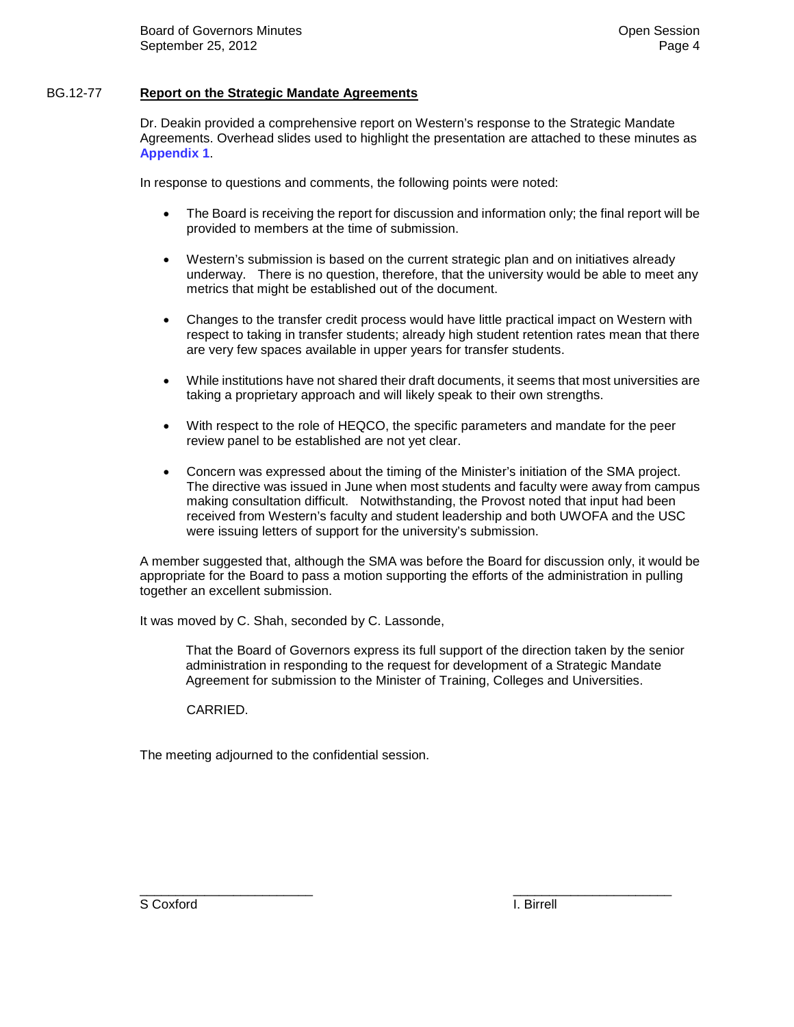## BG.12-77 Report on the Strategic Mandate Agreements

Dr. Deakin provided a comprehensive report on Western's response to the Strategic Mandate Agreements. Overhead slides used to highlight the presentation are attached to these minutes as **Appendix 1**.

In response to questions and comments, the following points were noted:

- The Board is receiving the report for discussion and information only; the final report will be provided to members at the time of submission.
- Western's submission is based on the current strategic plan and on initiatives already underway. There is no question, therefore, that the university would be able to meet any metrics that might be established out of the document.
- Changes to the transfer credit process would have little practical impact on Western with respect to taking in transfer students; already high student retention rates mean that there are very few spaces available in upper years for transfer students.
- While institutions have not shared their draft documents, it seems that most universities are taking a proprietary approach and will likely speak to their own strengths.
- With respect to the role of HEQCO, the specific parameters and mandate for the peer review panel to be established are not yet clear.
- Concern was expressed about the timing of the Minister's initiation of the SMA project. The directive was issued in June when most students and faculty were away from campus making consultation difficult. Notwithstanding, the Provost noted that input had been received from Western's faculty and student leadership and both UWOFA and the USC were issuing letters of support for the university's submission.

A member suggested that, although the SMA was before the Board for discussion only, it would be appropriate for the Board to pass a motion supporting the efforts of the administration in pulling together an excellent submission.

It was moved by C. Shah, seconded by C. Lassonde,

> That the Board of Governors express its full support of the direction taken by the senior administration in responding to the request for development of a Strategic Mandate Agreement for submission to the Minister of Training, Colleges and Universities.
>
> CARRIED.

The meeting adjourned to the confidential session.

_________________________ S Coxford

_________________________ I. Birrell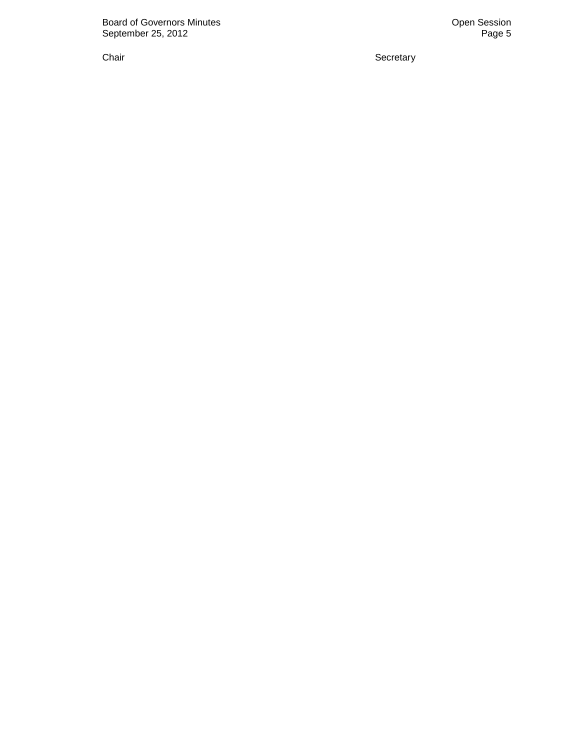Chair Secretary